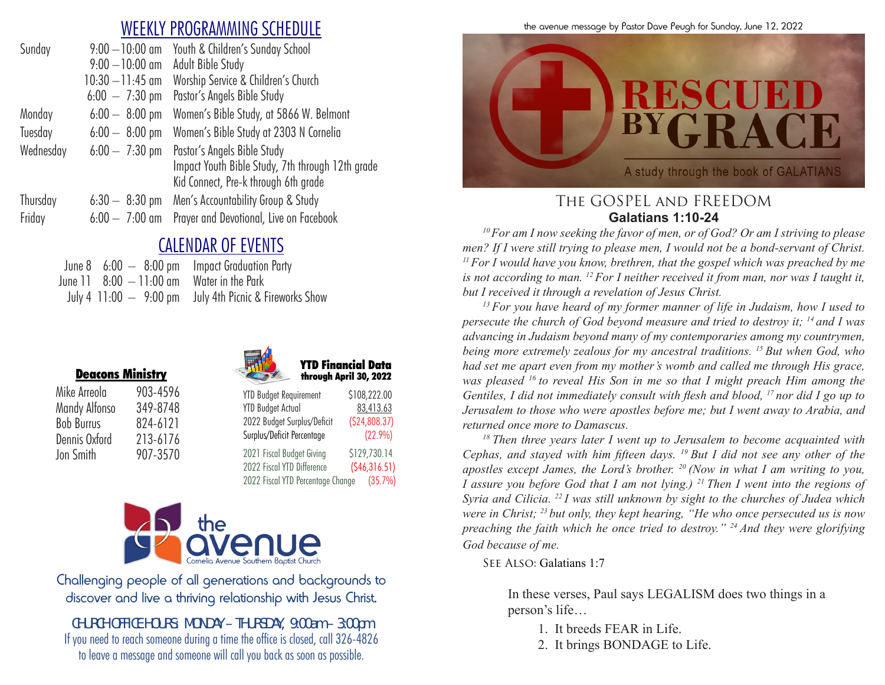## WEEKLY PROGRAMMING SCHEDULE

| | | |
|---|---|---|
| Sunday | 9:00 – 10:00 am | Youth & Children's Sunday School |
| | 9:00 – 10:00 am | Adult Bible Study |
| | 10:30 – 11:45 am | Worship Service & Children's Church |
| | 6:00 – 7:30 pm | Pastor's Angels Bible Study |
| Monday | 6:00 – 8:00 pm | Women's Bible Study, at 5866 W. Belmont |
| Tuesday | 6:00 – 8:00 pm | Women's Bible Study at 2303 N Cornelia |
| Wednesday | 6:00 – 7:30 pm | Pastor's Angels Bible Study |
| | | Impact Youth Bible Study, 7th through 12th grade |
| | | Kid Connect, Pre-k through 6th grade |
| Thursday | 6:30 – 8:30 pm | Men's Accountability Group & Study |
| Friday | 6:00 – 7:00 am | Prayer and Devotional, Live on Facebook |

## CALENDAR OF EVENTS

| | | |
|---|---|---|
| June 8 | 6:00 – 8:00 pm | Impact Graduation Party |
| June 11 | 8:00 – 11:00 am | Water in the Park |
| July 4 | 11:00 – 9:00 pm | July 4th Picnic & Fireworks Show |

### Deacons Ministry

| | |
|---|---|
| Mike Arreola | 903-4596 |
| Mandy Alfonso | 349-8748 |
| Bob Burrus | 824-6121 |
| Dennis Oxford | 213-6176 |
| Jon Smith | 907-3570 |

### YTD Financial Data through April 30, 2022

| | |
|---|---|
| YTD Budget Requirement | $108,222.00 |
| YTD Budget Actual | 83,413.63 |
| 2022 Budget Surplus/Deficit | ($24,808.37) |
| Surplus/Deficit Percentage | (22.9%) |
| 2021 Fiscal Budget Giving | $129,730.14 |
| 2022 Fiscal YTD Difference | ($46,316.51) |
| 2022 Fiscal YTD Percentage Change | (35.7%) |

the avenue
Cornelia Avenue Southern Baptist Church

Challenging people of all generations and backgrounds to discover and live a thriving relationship with Jesus Christ.

CHURCH OFFICE HOURS: MONDAY – THURSDAY, 9:00am – 3:00pm
If you need to reach someone during a time the office is closed, call 326-4826 to leave a message and someone will call you back as soon as possible.

the avenue message by Pastor Dave Peugh for Sunday, June 12, 2022

# RESCUED BY GRACE

A study through the book of GALATIANS

## THE GOSPEL AND FREEDOM
### Galatians 1:10-24

*[10] For am I now seeking the favor of men, or of God? Or am I striving to please men? If I were still trying to please men, I would not be a bond-servant of Christ. [11] For I would have you know, brethren, that the gospel which was preached by me is not according to man. [12] For I neither received it from man, nor was I taught it, but I received it through a revelation of Jesus Christ.*

*[13] For you have heard of my former manner of life in Judaism, how I used to persecute the church of God beyond measure and tried to destroy it; [14] and I was advancing in Judaism beyond many of my contemporaries among my countrymen, being more extremely zealous for my ancestral traditions. [15] But when God, who had set me apart even from my mother's womb and called me through His grace, was pleased [16] to reveal His Son in me so that I might preach Him among the Gentiles, I did not immediately consult with flesh and blood, [17] nor did I go up to Jerusalem to those who were apostles before me; but I went away to Arabia, and returned once more to Damascus.*

*[18] Then three years later I went up to Jerusalem to become acquainted with Cephas, and stayed with him fifteen days. [19] But I did not see any other of the apostles except James, the Lord's brother. [20] (Now in what I am writing to you, I assure you before God that I am not lying.) [21] Then I went into the regions of Syria and Cilicia. [22] I was still unknown by sight to the churches of Judea which were in Christ; [23] but only, they kept hearing, "He who once persecuted us is now preaching the faith which he once tried to destroy." [24] And they were glorifying God because of me.*

SEE ALSO: Galatians 1:7

In these verses, Paul says LEGALISM does two things in a person's life…

1. It breeds FEAR in Life.
2. It brings BONDAGE to Life.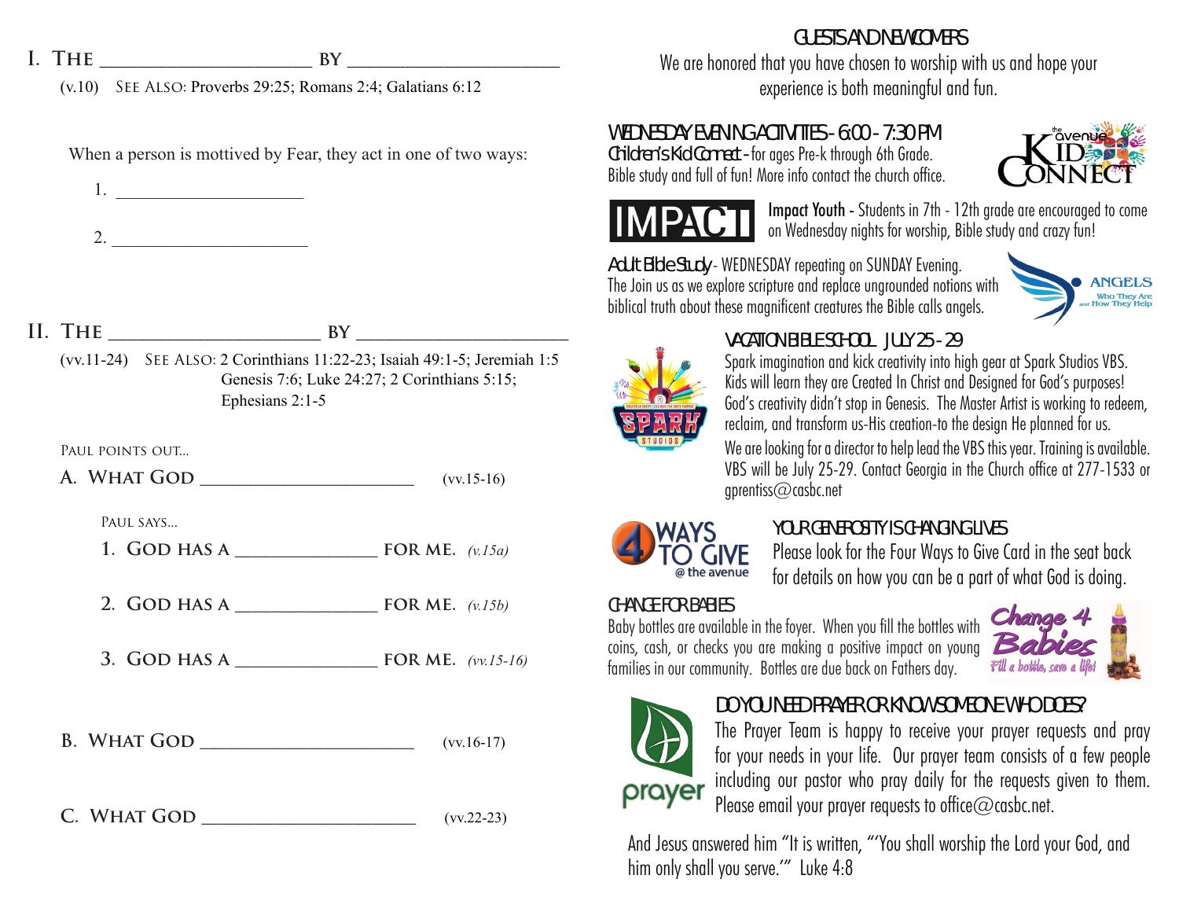I. The _____________________ BY _____________________

(v.10) See Also: Proverbs 29:25; Romans 2:4; Galatians 6:12

When a person is mottived by Fear, they act in one of two ways:

1. ____________________

2. ____________________

II. The _____________________ BY _____________________

(vv.11-24) See Also: 2 Corinthians 11:22-23; Isaiah 49:1-5; Jeremiah 1:5 Genesis 7:6; Luke 24:27; 2 Corinthians 5:15; Ephesians 2:1-5

Paul points out...

A. What God _____________________ (vv.15-16)

Paul says...

1. God has a ______________ for me. *(v.15a)*

2. God has a ______________ for me. *(v.15b)*

3. God has a ______________ for me. *(vv.15-16)*

B. What God _____________________ (vv.16-17)

C. What God _____________________ (vv.22-23)

## GUESTS AND NEWCOMERS

We are honored that you have chosen to worship with us and hope your experience is both meaningful and fun.

## WEDNESDAY EVENING ACTIVITIES - 6:00 - 7:30 PM

Children's Kid Connect - for ages Pre-k through 6th Grade. Bible study and full of fun! More info contact the church office.

Impact Youth - Students in 7th - 12th grade are encouraged to come on Wednesday nights for worship, Bible study and crazy fun!

Adult Bible Study - WEDNESDAY repeating on SUNDAY Evening. The Join us as we explore scripture and replace ungrounded notions with biblical truth about these magnificent creatures the Bible calls angels.

## VACATION BIBLE SCHOOL JULY 25 - 29

Spark imagination and kick creativity into high gear at Spark Studios VBS. Kids will learn they are Created In Christ and Designed for God's purposes! God's creativity didn't stop in Genesis. The Master Artist is working to redeem, reclaim, and transform us-His creation-to the design He planned for us.

We are looking for a director to help lead the VBS this year. Training is available. VBS will be July 25-29. Contact Georgia in the Church office at 277-1533 or gprentiss@casbc.net

## YOUR GENEROSITY IS CHANGING LIVES

Please look for the Four Ways to Give Card in the seat back for details on how you can be a part of what God is doing.

## CHANGE FOR BABIES

Baby bottles are available in the foyer. When you fill the bottles with coins, cash, or checks you are making a positive impact on young families in our community. Bottles are due back on Fathers day.

## DO YOU NEED PRAYER OR KNOW SOMEONE WHO DOES?

The Prayer Team is happy to receive your prayer requests and pray for your needs in your life. Our prayer team consists of a few people including our pastor who pray daily for the requests given to them. Please email your prayer requests to office@casbc.net.

And Jesus answered him "It is written, "'You shall worship the Lord your God, and him only shall you serve.'" Luke 4:8